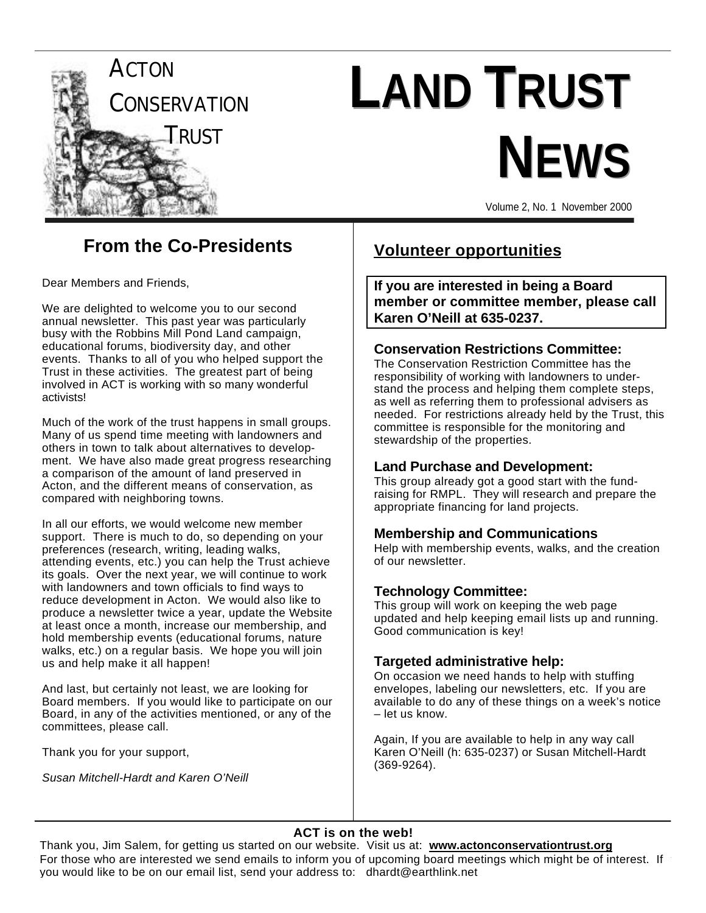ACTON CONSERVATION TRUST

# LAND TRUST NEWS

Volume 2, No. 1 November 2000

## From the Co-Presidents

Dear Members and Friends,

We are delighted to welcome you to our second annual newsletter. This past year was particularly busy with the Robbins Mill Pond Land campaign, educational forums, biodiversity day, and other events. Thanks to all of you who helped support the Trust in these activities. The greatest part of being involved in ACT is working with so many wonderful activists!

Much of the work of the trust happens in small groups. Many of us spend time meeting with landowners and others in town to talk about alternatives to development. We have also made great progress researching a comparison of the amount of land preserved in Acton, and the different means of conservation, as compared with neighboring towns.

In all our efforts, we would welcome new member support. There is much to do, so depending on your preferences (research, writing, leading walks, attending events, etc.) you can help the Trust achieve its goals. Over the next year, we will continue to work with landowners and town officials to find ways to reduce development in Acton. We would also like to produce a newsletter twice a year, update the Website at least once a month, increase our membership, and hold membership events (educational forums, nature walks, etc.) on a regular basis. We hope you will join us and help make it all happen!

And last, but certainly not least, we are looking for Board members. If you would like to participate on our Board, in any of the activities mentioned, or any of the committees, please call.

Thank you for your support,

*Susan Mitchell-Hardt and Karen O'Neill*

## Volunteer opportunities

**If you are interested in being a Board member or committee member, please call Karen O'Neill at 635-0237.**

### Conservation Restrictions Committee:

The Conservation Restriction Committee has the responsibility of working with landowners to understand the process and helping them complete steps, as well as referring them to professional advisers as needed. For restrictions already held by the Trust, this committee is responsible for the monitoring and stewardship of the properties.

### Land Purchase and Development:

This group already got a good start with the fund-raising for RMPL. They will research and prepare the appropriate financing for land projects.

### Membership and Communications

Help with membership events, walks, and the creation of our newsletter.

### Technology Committee:

This group will work on keeping the web page updated and help keeping email lists up and running. Good communication is key!

### Targeted administrative help:

On occasion we need hands to help with stuffing envelopes, labeling our newsletters, etc. If you are available to do any of these things on a week's notice – let us know.

Again, If you are available to help in any way call Karen O'Neill (h: 635-0237) or Susan Mitchell-Hardt (369-9264).

**ACT is on the web!**

Thank you, Jim Salem, for getting us started on our website. Visit us at: **www.actonconservationtrust.org**

For those who are interested we send emails to inform you of upcoming board meetings which might be of interest. If you would like to be on our email list, send your address to: dhardt@earthlink.net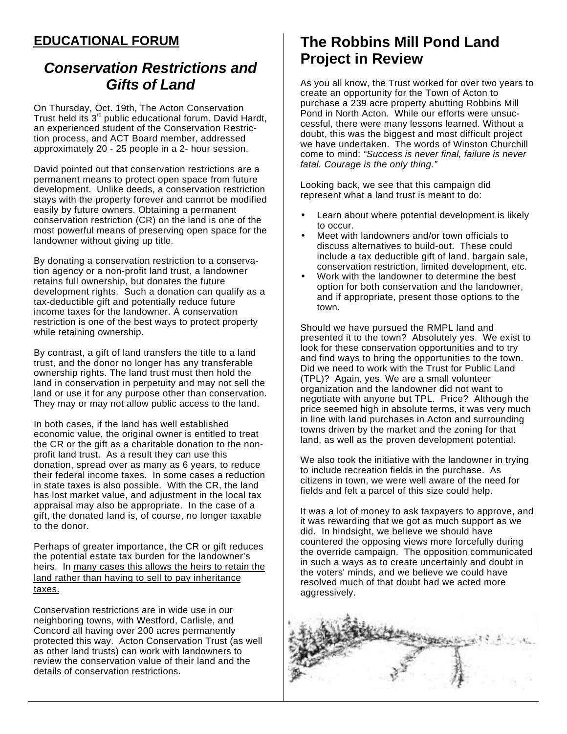## EDUCATIONAL FORUM

### *Conservation Restrictions and Gifts of Land*

On Thursday, Oct. 19th, The Acton Conservation Trust held its 3rd public educational forum. David Hardt, an experienced student of the Conservation Restriction process, and ACT Board member, addressed approximately 20 - 25 people in a 2- hour session.

David pointed out that conservation restrictions are a permanent means to protect open space from future development. Unlike deeds, a conservation restriction stays with the property forever and cannot be modified easily by future owners. Obtaining a permanent conservation restriction (CR) on the land is one of the most powerful means of preserving open space for the landowner without giving up title.

By donating a conservation restriction to a conservation agency or a non-profit land trust, a landowner retains full ownership, but donates the future development rights. Such a donation can qualify as a tax-deductible gift and potentially reduce future income taxes for the landowner. A conservation restriction is one of the best ways to protect property while retaining ownership.

By contrast, a gift of land transfers the title to a land trust, and the donor no longer has any transferable ownership rights. The land trust must then hold the land in conservation in perpetuity and may not sell the land or use it for any purpose other than conservation. They may or may not allow public access to the land.

In both cases, if the land has well established economic value, the original owner is entitled to treat the CR or the gift as a charitable donation to the non-profit land trust. As a result they can use this donation, spread over as many as 6 years, to reduce their federal income taxes. In some cases a reduction in state taxes is also possible. With the CR, the land has lost market value, and adjustment in the local tax appraisal may also be appropriate. In the case of a gift, the donated land is, of course, no longer taxable to the donor.

Perhaps of greater importance, the CR or gift reduces the potential estate tax burden for the landowner's heirs. In <u>many cases this allows the heirs to retain the land rather than having to sell to pay inheritance taxes.</u>

Conservation restrictions are in wide use in our neighboring towns, with Westford, Carlisle, and Concord all having over 200 acres permanently protected this way. Acton Conservation Trust (as well as other land trusts) can work with landowners to review the conservation value of their land and the details of conservation restrictions.

## The Robbins Mill Pond Land Project in Review

As you all know, the Trust worked for over two years to create an opportunity for the Town of Acton to purchase a 239 acre property abutting Robbins Mill Pond in North Acton. While our efforts were unsuccessful, there were many lessons learned. Without a doubt, this was the biggest and most difficult project we have undertaken. The words of Winston Churchill come to mind: *"Success is never final, failure is never fatal. Courage is the only thing."*

Looking back, we see that this campaign did represent what a land trust is meant to do:

- Learn about where potential development is likely to occur.
- Meet with landowners and/or town officials to discuss alternatives to build-out. These could include a tax deductible gift of land, bargain sale, conservation restriction, limited development, etc.
- Work with the landowner to determine the best option for both conservation and the landowner, and if appropriate, present those options to the town.

Should we have pursued the RMPL land and presented it to the town? Absolutely yes. We exist to look for these conservation opportunities and to try and find ways to bring the opportunities to the town. Did we need to work with the Trust for Public Land (TPL)? Again, yes. We are a small volunteer organization and the landowner did not want to negotiate with anyone but TPL. Price? Although the price seemed high in absolute terms, it was very much in line with land purchases in Acton and surrounding towns driven by the market and the zoning for that land, as well as the proven development potential.

We also took the initiative with the landowner in trying to include recreation fields in the purchase. As citizens in town, we were well aware of the need for fields and felt a parcel of this size could help.

It was a lot of money to ask taxpayers to approve, and it was rewarding that we got as much support as we did. In hindsight, we believe we should have countered the opposing views more forcefully during the override campaign. The opposition communicated in such a ways as to create uncertainly and doubt in the voters' minds, and we believe we could have resolved much of that doubt had we acted more aggressively.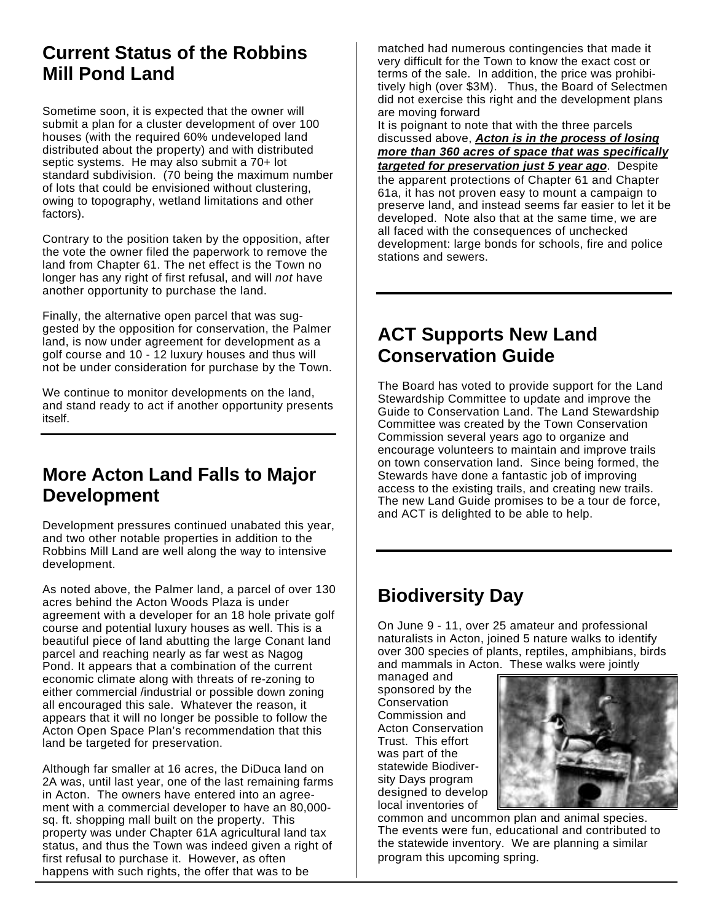## Current Status of the Robbins Mill Pond Land

Sometime soon, it is expected that the owner will submit a plan for a cluster development of over 100 houses (with the required 60% undeveloped land distributed about the property) and with distributed septic systems. He may also submit a 70+ lot standard subdivision. (70 being the maximum number of lots that could be envisioned without clustering, owing to topography, wetland limitations and other factors).

Contrary to the position taken by the opposition, after the vote the owner filed the paperwork to remove the land from Chapter 61. The net effect is the Town no longer has any right of first refusal, and will *not* have another opportunity to purchase the land.

Finally, the alternative open parcel that was suggested by the opposition for conservation, the Palmer land, is now under agreement for development as a golf course and 10 - 12 luxury houses and thus will not be under consideration for purchase by the Town.

We continue to monitor developments on the land, and stand ready to act if another opportunity presents itself.

## More Acton Land Falls to Major Development

Development pressures continued unabated this year, and two other notable properties in addition to the Robbins Mill Land are well along the way to intensive development.

As noted above, the Palmer land, a parcel of over 130 acres behind the Acton Woods Plaza is under agreement with a developer for an 18 hole private golf course and potential luxury houses as well. This is a beautiful piece of land abutting the large Conant land parcel and reaching nearly as far west as Nagog Pond. It appears that a combination of the current economic climate along with threats of re-zoning to either commercial /industrial or possible down zoning all encouraged this sale. Whatever the reason, it appears that it will no longer be possible to follow the Acton Open Space Plan's recommendation that this land be targeted for preservation.

Although far smaller at 16 acres, the DiDuca land on 2A was, until last year, one of the last remaining farms in Acton. The owners have entered into an agreement with a commercial developer to have an 80,000-sq. ft. shopping mall built on the property. This property was under Chapter 61A agricultural land tax status, and thus the Town was indeed given a right of first refusal to purchase it. However, as often happens with such rights, the offer that was to be matched had numerous contingencies that made it very difficult for the Town to know the exact cost or terms of the sale. In addition, the price was prohibitively high (over $3M). Thus, the Board of Selectmen did not exercise this right and the development plans are moving forward

It is poignant to note that with the three parcels discussed above, ***Acton is in the process of losing more than 360 acres of space that was specifically targeted for preservation just 5 year ago***. Despite the apparent protections of Chapter 61 and Chapter 61a, it has not proven easy to mount a campaign to preserve land, and instead seems far easier to let it be developed. Note also that at the same time, we are all faced with the consequences of unchecked development: large bonds for schools, fire and police stations and sewers.

## ACT Supports New Land Conservation Guide

The Board has voted to provide support for the Land Stewardship Committee to update and improve the Guide to Conservation Land. The Land Stewardship Committee was created by the Town Conservation Commission several years ago to organize and encourage volunteers to maintain and improve trails on town conservation land. Since being formed, the Stewards have done a fantastic job of improving access to the existing trails, and creating new trails. The new Land Guide promises to be a tour de force, and ACT is delighted to be able to help.

## Biodiversity Day

On June 9 - 11, over 25 amateur and professional naturalists in Acton, joined 5 nature walks to identify over 300 species of plants, reptiles, amphibians, birds and mammals in Acton. These walks were jointly managed and sponsored by the Conservation Commission and Acton Conservation Trust. This effort was part of the statewide Biodiversity Days program designed to develop local inventories of common and uncommon plan and animal species. The events were fun, educational and contributed to the statewide inventory. We are planning a similar program this upcoming spring.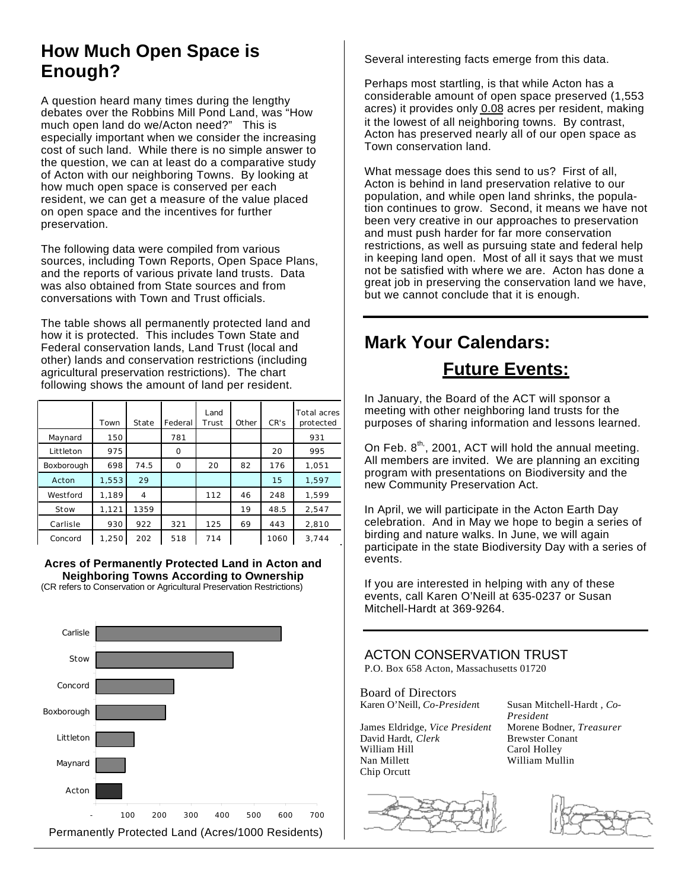## How Much Open Space is Enough?

A question heard many times during the lengthy debates over the Robbins Mill Pond Land, was "How much open land do we/Acton need?" This is especially important when we consider the increasing cost of such land. While there is no simple answer to the question, we can at least do a comparative study of Acton with our neighboring Towns. By looking at how much open space is conserved per each resident, we can get a measure of the value placed on open space and the incentives for further preservation.

The following data were compiled from various sources, including Town Reports, Open Space Plans, and the reports of various private land trusts. Data was also obtained from State sources and from conversations with Town and Trust officials.

The table shows all permanently protected land and how it is protected. This includes Town State and Federal conservation lands, Land Trust (local and other) lands and conservation restrictions (including agricultural preservation restrictions). The chart following shows the amount of land per resident.

| | Town | State | Federal | Land Trust | Other | CR's | Total acres protected |
|---|---|---|---|---|---|---|---|
| Maynard | 150 | | 781 | | | | 931 |
| Littleton | 975 | | 0 | | | 20 | 995 |
| Boxborough | 698 | 74.5 | 0 | 20 | 82 | 176 | 1,051 |
| Acton | 1,553 | 29 | | | | 15 | 1,597 |
| Westford | 1,189 | 4 | | 112 | 46 | 248 | 1,599 |
| Stow | 1,121 | 1359 | | | 19 | 48.5 | 2,547 |
| Carlisle | 930 | 922 | 321 | 125 | 69 | 443 | 2,810 |
| Concord | 1,250 | 202 | 518 | 714 | | 1060 | 3,744 |

**Acres of Permanently Protected Land in Acton and Neighboring Towns According to Ownership**
(CR refers to Conservation or Agricultural Preservation Restrictions)

| Town | Permanently Protected Land (Acres/1000 Residents) |
|---|---|
| Carlisle | ~585 |
| Stow | ~435 |
| Concord | ~245 |
| Boxborough | ~220 |
| Littleton | ~120 |
| Maynard | ~92 |
| Acton | ~80 |

Permanently Protected Land (Acres/1000 Residents)

Several interesting facts emerge from this data.

Perhaps most startling, is that while Acton has a considerable amount of open space preserved (1,553 acres) it provides only 0.08 acres per resident, making it the lowest of all neighboring towns. By contrast, Acton has preserved nearly all of our open space as Town conservation land.

What message does this send to us? First of all, Acton is behind in land preservation relative to our population, and while open land shrinks, the population continues to grow. Second, it means we have not been very creative in our approaches to preservation and must push harder for far more conservation restrictions, as well as pursuing state and federal help in keeping land open. Most of all it says that we must not be satisfied with where we are. Acton has done a great job in preserving the conservation land we have, but we cannot conclude that it is enough.

## Mark Your Calendars:

## Future Events:

In January, the Board of the ACT will sponsor a meeting with other neighboring land trusts for the purposes of sharing information and lessons learned.

On Feb. 8th, 2001, ACT will hold the annual meeting. All members are invited. We are planning an exciting program with presentations on Biodiversity and the new Community Preservation Act.

In April, we will participate in the Acton Earth Day celebration. And in May we hope to begin a series of birding and nature walks. In June, we will again participate in the state Biodiversity Day with a series of events.

If you are interested in helping with any of these events, call Karen O'Neill at 635-0237 or Susan Mitchell-Hardt at 369-9264.

ACTON CONSERVATION TRUST
P.O. Box 658 Acton, Massachusetts 01720

Board of Directors

Karen O'Neill, *Co-President*
Susan Mitchell-Hardt, *Co-President*
James Eldridge, *Vice President*
Morene Bodner, *Treasurer*
David Hardt, *Clerk*
Brewster Conant
William Hill
Carol Holley
Nan Millett
William Mullin
Chip Orcutt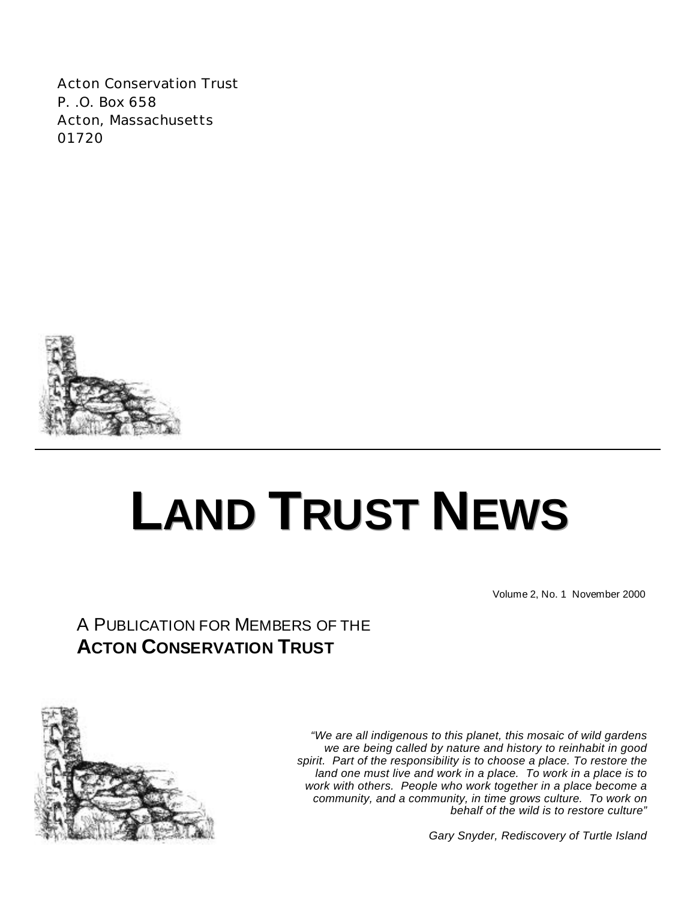Acton Conservation Trust
P. .O. Box 658
Acton, Massachusetts
01720

# LAND TRUST NEWS

Volume 2, No. 1 November 2000

A PUBLICATION FOR MEMBERS OF THE
**ACTON CONSERVATION TRUST**

*"We are all indigenous to this planet, this mosaic of wild gardens we are being called by nature and history to reinhabit in good spirit. Part of the responsibility is to choose a place. To restore the land one must live and work in a place. To work in a place is to work with others. People who work together in a place become a community, and a community, in time grows culture. To work on behalf of the wild is to restore culture"*

*Gary Snyder, Rediscovery of Turtle Island*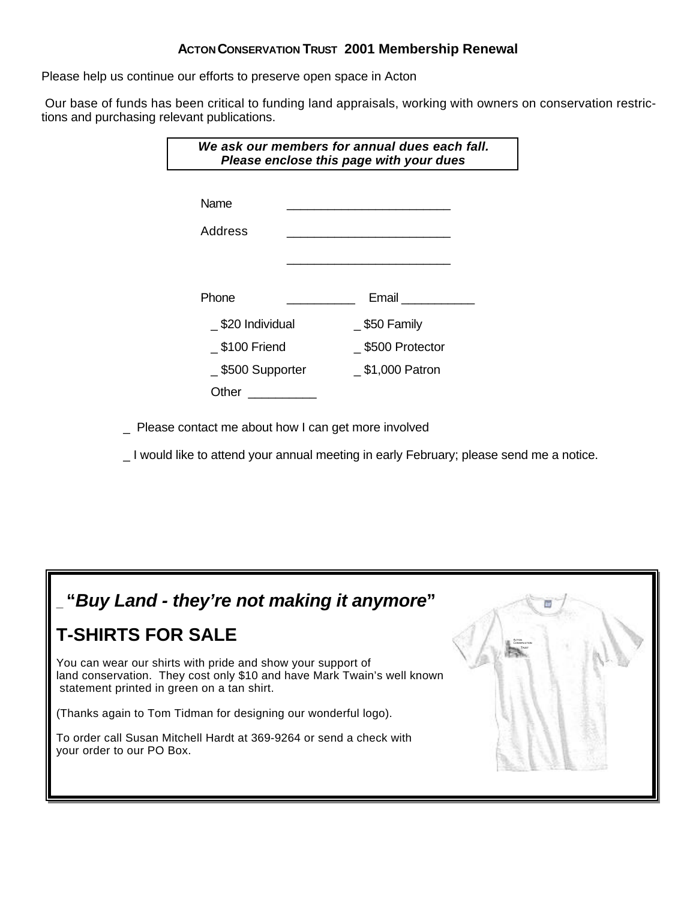## ACTON CONSERVATION TRUST 2001 Membership Renewal

Please help us continue our efforts to preserve open space in Acton

Our base of funds has been critical to funding land appraisals, working with owners on conservation restrictions and purchasing relevant publications.

***We ask our members for annual dues each fall. Please enclose this page with your dues***

Name ________________________

Address ________________________

________________________

Phone __________ Email ___________

_ $20 Individual _ $50 Family

_ $100 Friend _ $500 Protector

_ $500 Supporter _ $1,000 Patron

Other __________

_ Please contact me about how I can get more involved

_ I would like to attend your annual meeting in early February; please send me a notice.

## _ "*Buy Land - they're not making it anymore*"

## T-SHIRTS FOR SALE

You can wear our shirts with pride and show your support of land conservation. They cost only $10 and have Mark Twain's well known statement printed in green on a tan shirt.

(Thanks again to Tom Tidman for designing our wonderful logo).

To order call Susan Mitchell Hardt at 369-9264 or send a check with your order to our PO Box.